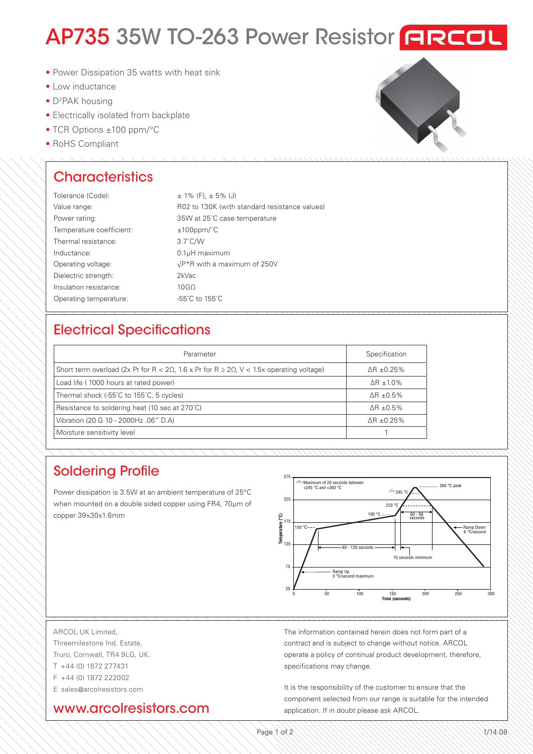# AP735 35W TO-263 Power Resistor

ARCOL

- Power Dissipation 35 watts with heat sink
- Low inductance
- $D^2$PAK housing
- Electrically isolated from backplate
- TCR Options ±100 ppm/°C
- RoHS Compliant

## Characteristics

| | |
|---|---|
| Tolerance (Code): | ± 1% (F), ± 5% (J) |
| Value range: | R02 to 130K (with standard resistance values) |
| Power rating: | 35W at 25˚C case temperature |
| Temperature coefficient: | ±100ppm/˚C |
| Thermal resistance: | 3.7˚C/W |
| Inductance: | 0.1µH maximum |
| Operating voltage: | √P*R with a maximum of 250V |
| Dielectric strength: | 2kVac |
| Insulation resistance: | 10GΩ |
| Operating temperature: | -55˚C to 155˚C |

## Electrical Specifications

| Parameter | Specification |
|---|---|
| Short term overload (2x Pr for R < 2Ω, 1.6 x Pr for R ≥ 2Ω, V < 1.5x operating voltage) | ΔR ±0.25% |
| Load life ( 1000 hours at rated power) | ΔR ±1.0% |
| Thermal shock (-55˚C to 155˚C, 5 cycles) | ΔR ±0.5% |
| Resistance to soldering heat (10 sec at 270˚C) | ΔR ±0.5% |
| Vibration (20 G 10 - 2000Hz .06" D.A) | ΔR ±0.25% |
| Moisture sensitivity level | 1 |

## Soldering Profile

Power dissipation is 3.5W at an ambient temperature of 25°C when mounted on a double sided copper using FR4, 70µm of copper 39x30x1.6mm

ARCOL UK Limited,
Threemilestone Ind. Estate,
Truro, Cornwall, TR4 9LG, UK.
T +44 (0) 1872 277431
F +44 (0) 1872 222002
E sales@arcolresistors.com

www.arcolresistors.com

The information contained herein does not form part of a contract and is subject to change without notice. ARCOL operate a policy of continual product development, therefore, specifications may change.

It is the responsibility of the customer to ensure that the component selected from our range is suitable for the intended application. If in doubt please ask ARCOL.

1/14.08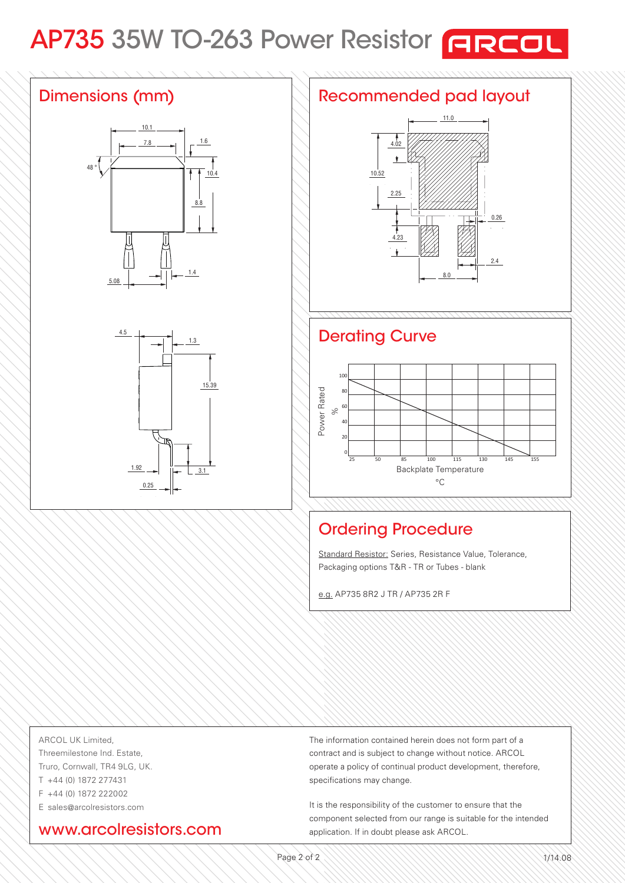# AP735 35W TO-263 Power Resistor

ARCOL

## Dimensions (mm)

10.1
7.8
1.6
48 °
10.4
8.8
5.08
1.4

4.5
1.3
15.39
1.92
3.1
0.25

## Recommended pad layout

11.0
4.02
10.52
2.25
0.26
4.23
2.4
8.0

## Derating Curve

Power Rated %

100
80
60
40
20
0

25 50 85 100 115 130 145 155

Backplate Temperature
°C

## Ordering Procedure

Standard Resistor: Series, Resistance Value, Tolerance, Packaging options T&R - TR or Tubes - blank

e.g. AP735 8R2 J TR / AP735 2R F

ARCOL UK Limited,
Threemilestone Ind. Estate,
Truro, Cornwall, TR4 9LG, UK.
T +44 (0) 1872 277431
F +44 (0) 1872 222002
E sales@arcolresistors.com

www.arcolresistors.com

The information contained herein does not form part of a contract and is subject to change without notice. ARCOL operate a policy of continual product development, therefore, specifications may change.

It is the responsibility of the customer to ensure that the component selected from our range is suitable for the intended application. If in doubt please ask ARCOL.

1/14.08